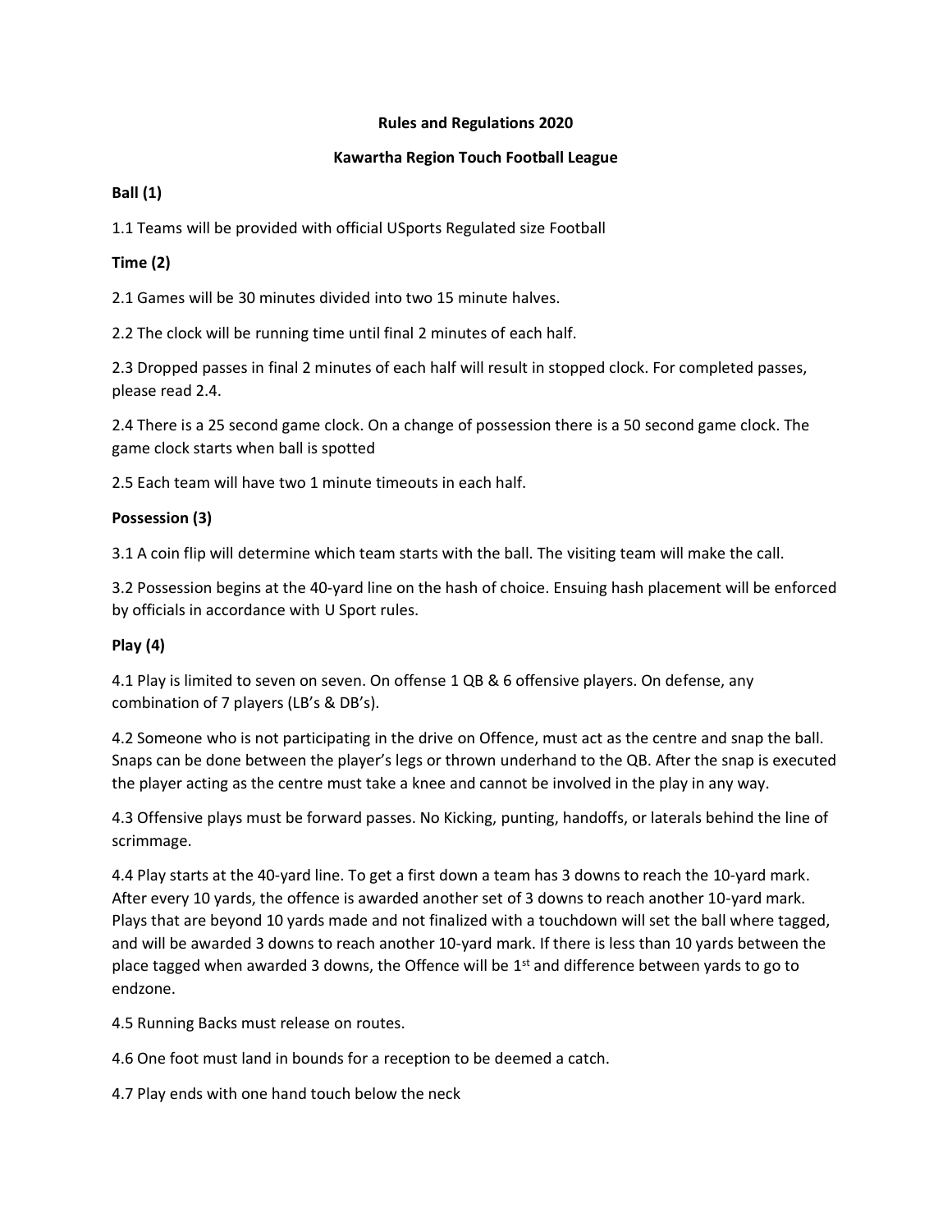**Rules and Regulations 2020**

**Kawartha Region Touch Football League**

**Ball (1)**

1.1 Teams will be provided with official USports Regulated size Football

**Time (2)**

2.1 Games will be 30 minutes divided into two 15 minute halves.

2.2 The clock will be running time until final 2 minutes of each half.

2.3 Dropped passes in final 2 minutes of each half will result in stopped clock. For completed passes, please read 2.4.

2.4 There is a 25 second game clock. On a change of possession there is a 50 second game clock. The game clock starts when ball is spotted

2.5 Each team will have two 1 minute timeouts in each half.

**Possession (3)**

3.1 A coin flip will determine which team starts with the ball. The visiting team will make the call.

3.2 Possession begins at the 40-yard line on the hash of choice. Ensuing hash placement will be enforced by officials in accordance with U Sport rules.

**Play (4)**

4.1 Play is limited to seven on seven. On offense 1 QB & 6 offensive players. On defense, any combination of 7 players (LB's & DB's).

4.2 Someone who is not participating in the drive on Offence, must act as the centre and snap the ball. Snaps can be done between the player's legs or thrown underhand to the QB. After the snap is executed the player acting as the centre must take a knee and cannot be involved in the play in any way.

4.3 Offensive plays must be forward passes. No Kicking, punting, handoffs, or laterals behind the line of scrimmage.

4.4 Play starts at the 40-yard line. To get a first down a team has 3 downs to reach the 10-yard mark. After every 10 yards, the offence is awarded another set of 3 downs to reach another 10-yard mark. Plays that are beyond 10 yards made and not finalized with a touchdown will set the ball where tagged, and will be awarded 3 downs to reach another 10-yard mark. If there is less than 10 yards between the place tagged when awarded 3 downs, the Offence will be 1st and difference between yards to go to endzone.

4.5 Running Backs must release on routes.

4.6 One foot must land in bounds for a reception to be deemed a catch.

4.7 Play ends with one hand touch below the neck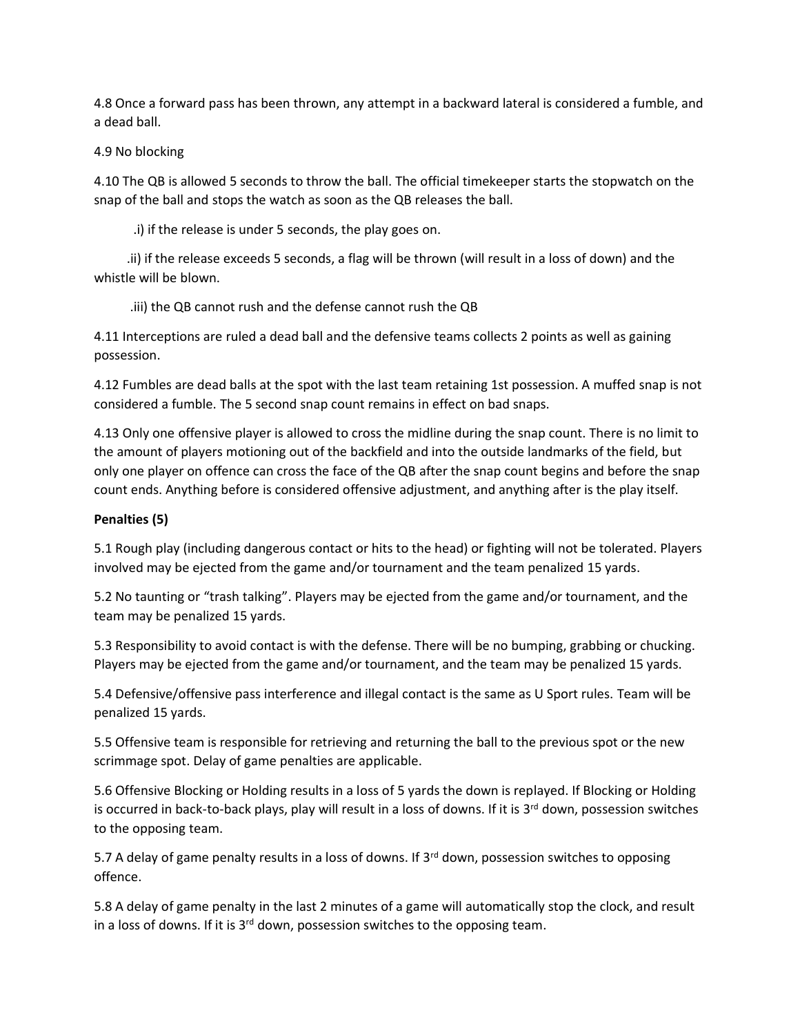4.8 Once a forward pass has been thrown, any attempt in a backward lateral is considered a fumble, and a dead ball.

4.9 No blocking

4.10 The QB is allowed 5 seconds to throw the ball. The official timekeeper starts the stopwatch on the snap of the ball and stops the watch as soon as the QB releases the ball.

.i) if the release is under 5 seconds, the play goes on.

.ii) if the release exceeds 5 seconds, a flag will be thrown (will result in a loss of down) and the whistle will be blown.

.iii) the QB cannot rush and the defense cannot rush the QB

4.11 Interceptions are ruled a dead ball and the defensive teams collects 2 points as well as gaining possession.

4.12 Fumbles are dead balls at the spot with the last team retaining 1st possession. A muffed snap is not considered a fumble. The 5 second snap count remains in effect on bad snaps.

4.13 Only one offensive player is allowed to cross the midline during the snap count. There is no limit to the amount of players motioning out of the backfield and into the outside landmarks of the field, but only one player on offence can cross the face of the QB after the snap count begins and before the snap count ends. Anything before is considered offensive adjustment, and anything after is the play itself.

**Penalties (5)**

5.1 Rough play (including dangerous contact or hits to the head) or fighting will not be tolerated. Players involved may be ejected from the game and/or tournament and the team penalized 15 yards.

5.2 No taunting or "trash talking". Players may be ejected from the game and/or tournament, and the team may be penalized 15 yards.

5.3 Responsibility to avoid contact is with the defense. There will be no bumping, grabbing or chucking. Players may be ejected from the game and/or tournament, and the team may be penalized 15 yards.

5.4 Defensive/offensive pass interference and illegal contact is the same as U Sport rules. Team will be penalized 15 yards.

5.5 Offensive team is responsible for retrieving and returning the ball to the previous spot or the new scrimmage spot. Delay of game penalties are applicable.

5.6 Offensive Blocking or Holding results in a loss of 5 yards the down is replayed. If Blocking or Holding is occurred in back-to-back plays, play will result in a loss of downs. If it is 3rd down, possession switches to the opposing team.

5.7 A delay of game penalty results in a loss of downs. If 3rd down, possession switches to opposing offence.

5.8 A delay of game penalty in the last 2 minutes of a game will automatically stop the clock, and result in a loss of downs. If it is 3rd down, possession switches to the opposing team.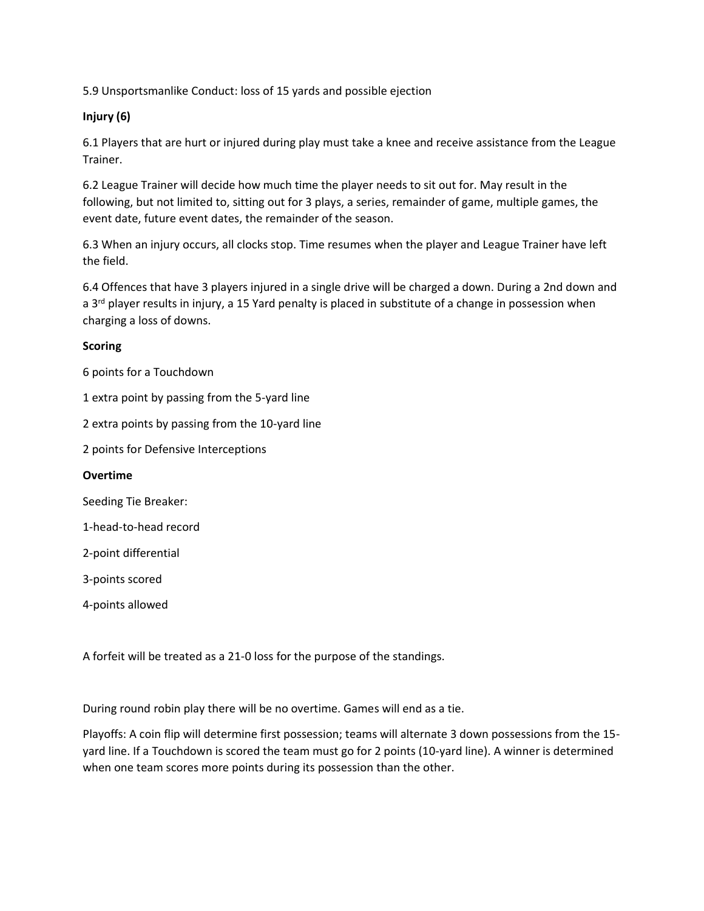5.9 Unsportsmanlike Conduct: loss of 15 yards and possible ejection

**Injury (6)**

6.1 Players that are hurt or injured during play must take a knee and receive assistance from the League Trainer.

6.2 League Trainer will decide how much time the player needs to sit out for. May result in the following, but not limited to, sitting out for 3 plays, a series, remainder of game, multiple games, the event date, future event dates, the remainder of the season.

6.3 When an injury occurs, all clocks stop. Time resumes when the player and League Trainer have left the field.

6.4 Offences that have 3 players injured in a single drive will be charged a down. During a 2nd down and a 3rd player results in injury, a 15 Yard penalty is placed in substitute of a change in possession when charging a loss of downs.

**Scoring**

6 points for a Touchdown

1 extra point by passing from the 5-yard line

2 extra points by passing from the 10-yard line

2 points for Defensive Interceptions

**Overtime**

Seeding Tie Breaker:

1-head-to-head record

2-point differential

3-points scored

4-points allowed

A forfeit will be treated as a 21-0 loss for the purpose of the standings.

During round robin play there will be no overtime. Games will end as a tie.

Playoffs: A coin flip will determine first possession; teams will alternate 3 down possessions from the 15-yard line. If a Touchdown is scored the team must go for 2 points (10-yard line). A winner is determined when one team scores more points during its possession than the other.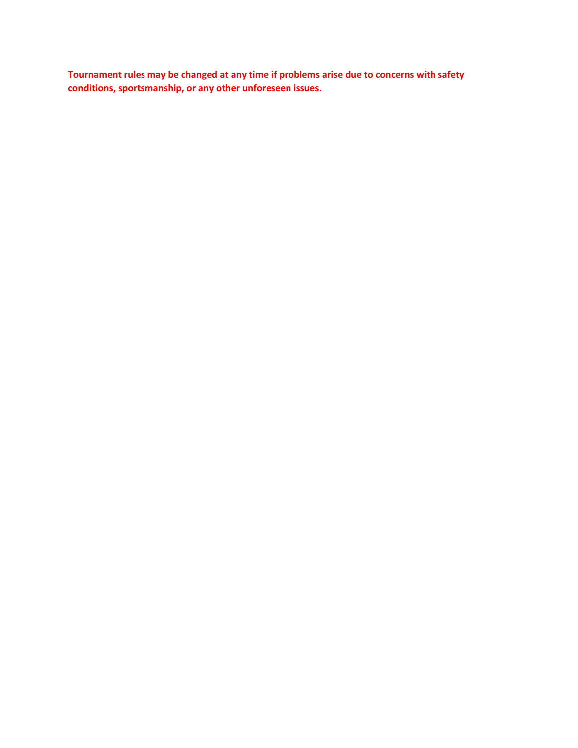**Tournament rules may be changed at any time if problems arise due to concerns with safety conditions, sportsmanship, or any other unforeseen issues.**